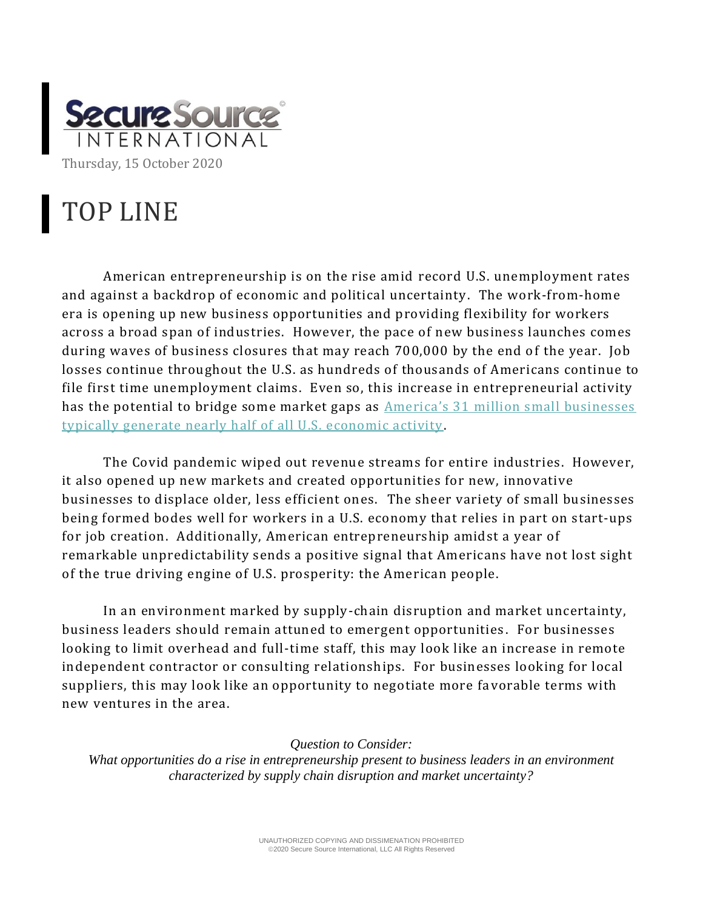Secure Source INTERNATIONAL

Thursday, 15 October 2020

# TOP LINE

American entrepreneurship is on the rise amid record U.S. unemployment rates and against a backdrop of economic and political uncertainty. The work-from-home era is opening up new business opportunities and providing flexibility for workers across a broad span of industries. However, the pace of new business launches comes during waves of business closures that may reach 700,000 by the end of the year. Job losses continue throughout the U.S. as hundreds of thousands of Americans continue to file first time unemployment claims. Even so, this increase in entrepreneurial activity has the potential to bridge some market gaps as America's 31 million small businesses typically generate nearly half of all U.S. economic activity.

The Covid pandemic wiped out revenue streams for entire industries. However, it also opened up new markets and created opportunities for new, innovative businesses to displace older, less efficient ones. The sheer variety of small businesses being formed bodes well for workers in a U.S. economy that relies in part on start-ups for job creation. Additionally, American entrepreneurship amidst a year of remarkable unpredictability sends a positive signal that Americans have not lost sight of the true driving engine of U.S. prosperity: the American people.

In an environment marked by supply-chain disruption and market uncertainty, business leaders should remain attuned to emergent opportunities. For businesses looking to limit overhead and full-time staff, this may look like an increase in remote independent contractor or consulting relationships. For businesses looking for local suppliers, this may look like an opportunity to negotiate more favorable terms with new ventures in the area.

*Question to Consider:*
*What opportunities do a rise in entrepreneurship present to business leaders in an environment characterized by supply chain disruption and market uncertainty?*

UNAUTHORIZED COPYING AND DISSIMENATION PROHIBITED
©2020 Secure Source International, LLC All Rights Reserved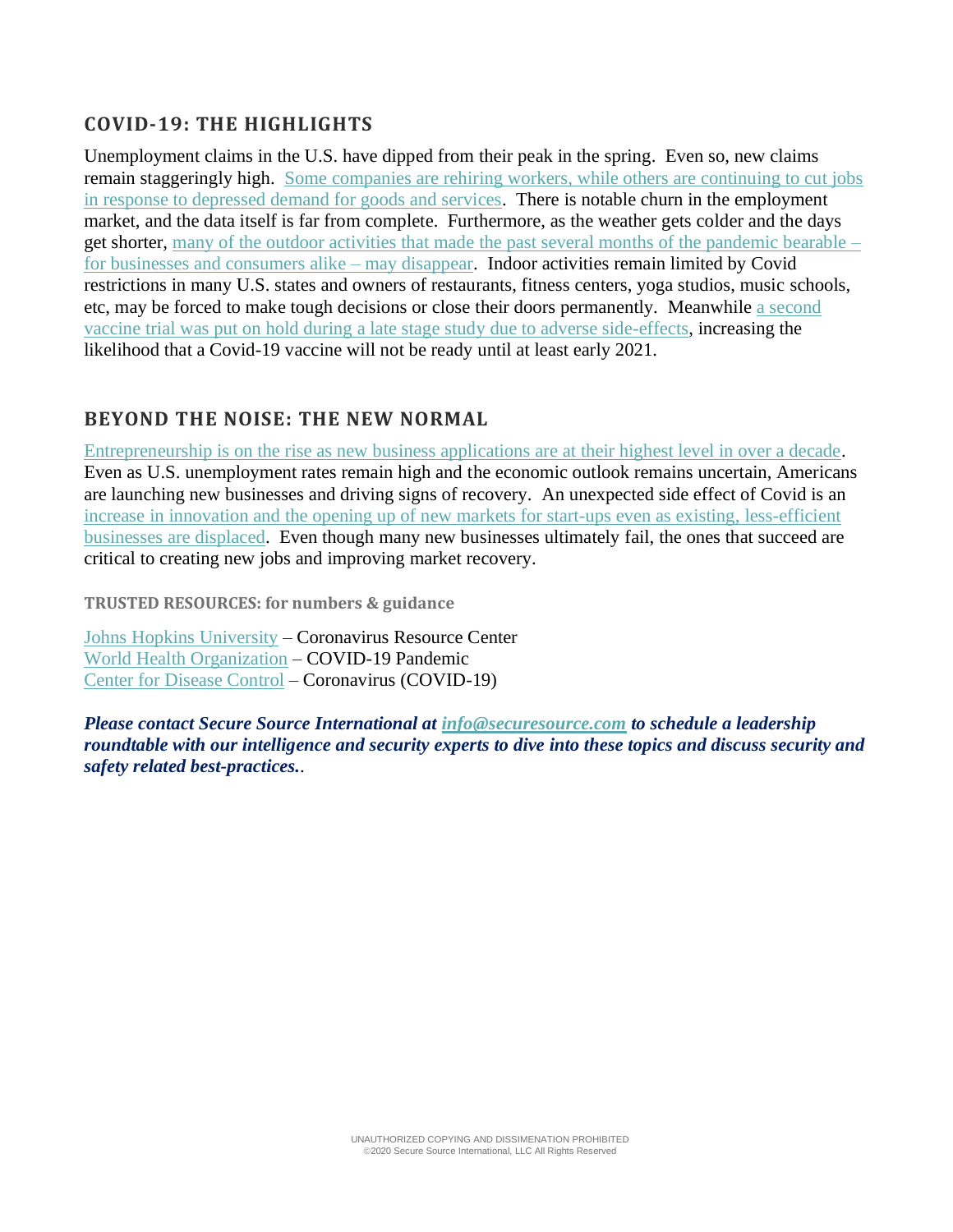## COVID-19: THE HIGHLIGHTS

Unemployment claims in the U.S. have dipped from their peak in the spring. Even so, new claims remain staggeringly high. Some companies are rehiring workers, while others are continuing to cut jobs in response to depressed demand for goods and services. There is notable churn in the employment market, and the data itself is far from complete. Furthermore, as the weather gets colder and the days get shorter, many of the outdoor activities that made the past several months of the pandemic bearable – for businesses and consumers alike – may disappear. Indoor activities remain limited by Covid restrictions in many U.S. states and owners of restaurants, fitness centers, yoga studios, music schools, etc, may be forced to make tough decisions or close their doors permanently. Meanwhile a second vaccine trial was put on hold during a late stage study due to adverse side-effects, increasing the likelihood that a Covid-19 vaccine will not be ready until at least early 2021.

## BEYOND THE NOISE: THE NEW NORMAL

Entrepreneurship is on the rise as new business applications are at their highest level in over a decade. Even as U.S. unemployment rates remain high and the economic outlook remains uncertain, Americans are launching new businesses and driving signs of recovery. An unexpected side effect of Covid is an increase in innovation and the opening up of new markets for start-ups even as existing, less-efficient businesses are displaced. Even though many new businesses ultimately fail, the ones that succeed are critical to creating new jobs and improving market recovery.

**TRUSTED RESOURCES: for numbers & guidance**

Johns Hopkins University – Coronavirus Resource Center
World Health Organization – COVID-19 Pandemic
Center for Disease Control – Coronavirus (COVID-19)

***Please contact Secure Source International at info@securesource.com to schedule a leadership roundtable with our intelligence and security experts to dive into these topics and discuss security and safety related best-practices.***.

UNAUTHORIZED COPYING AND DISSIMENATION PROHIBITED
©2020 Secure Source International, LLC All Rights Reserved